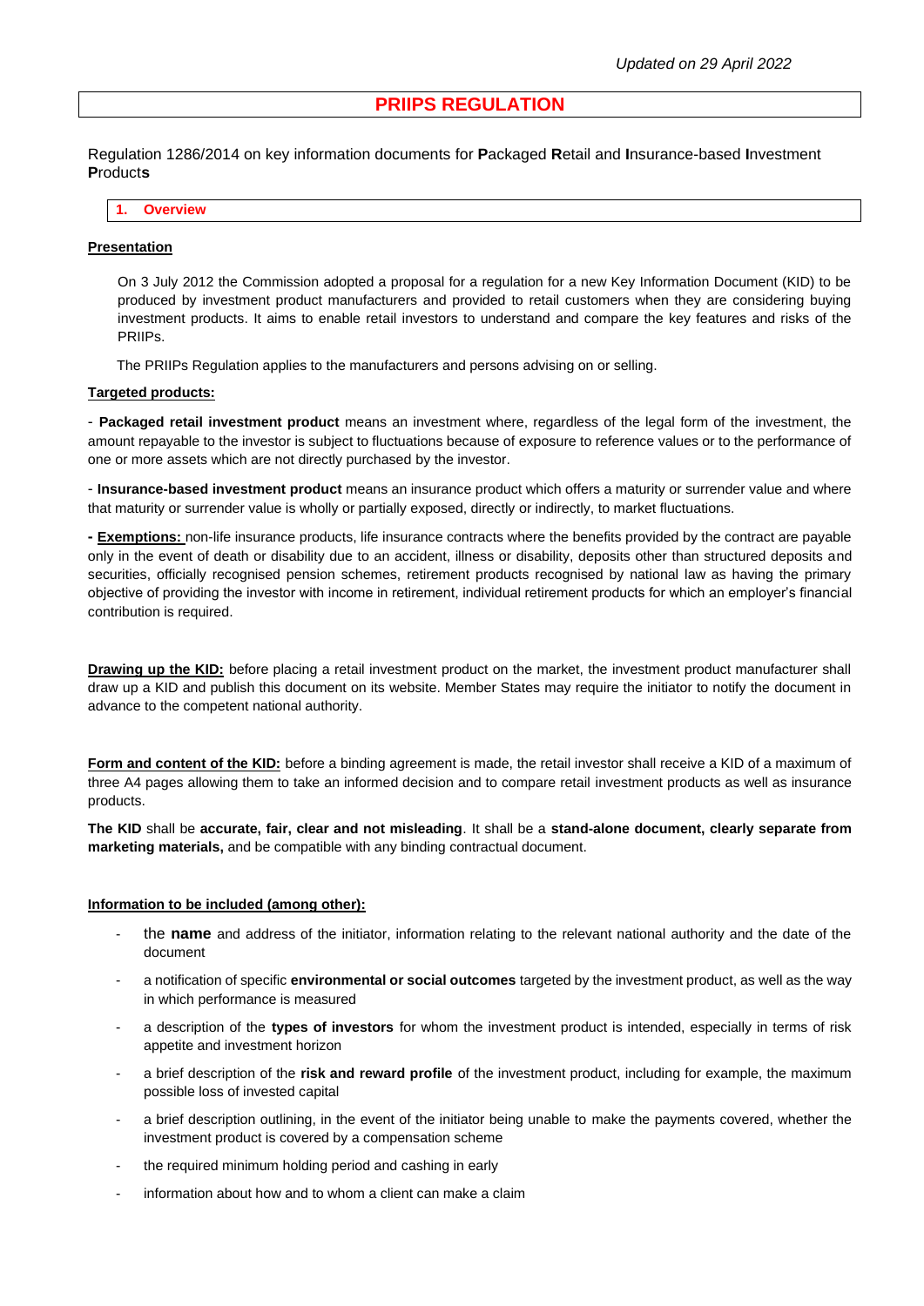*Updated on 29 April 2022*

# PRIIPS REGULATION

Regulation 1286/2014 on key information documents for **P**ackaged **R**etail and **I**nsurance-based **I**nvestment **P**roduct**s**

## 1. Overview

**Presentation**

On 3 July 2012 the Commission adopted a proposal for a regulation for a new Key Information Document (KID) to be produced by investment product manufacturers and provided to retail customers when they are considering buying investment products. It aims to enable retail investors to understand and compare the key features and risks of the PRIIPs.

The PRIIPs Regulation applies to the manufacturers and persons advising on or selling.

**Targeted products:**

- **Packaged retail investment product** means an investment where, regardless of the legal form of the investment, the amount repayable to the investor is subject to fluctuations because of exposure to reference values or to the performance of one or more assets which are not directly purchased by the investor.

- **Insurance-based investment product** means an insurance product which offers a maturity or surrender value and where that maturity or surrender value is wholly or partially exposed, directly or indirectly, to market fluctuations.

**- Exemptions:** non-life insurance products, life insurance contracts where the benefits provided by the contract are payable only in the event of death or disability due to an accident, illness or disability, deposits other than structured deposits and securities, officially recognised pension schemes, retirement products recognised by national law as having the primary objective of providing the investor with income in retirement, individual retirement products for which an employer's financial contribution is required.

**Drawing up the KID:** before placing a retail investment product on the market, the investment product manufacturer shall draw up a KID and publish this document on its website. Member States may require the initiator to notify the document in advance to the competent national authority.

**Form and content of the KID:** before a binding agreement is made, the retail investor shall receive a KID of a maximum of three A4 pages allowing them to take an informed decision and to compare retail investment products as well as insurance products.

**The KID** shall be **accurate, fair, clear and not misleading**. It shall be a **stand-alone document, clearly separate from marketing materials,** and be compatible with any binding contractual document.

**Information to be included (among other):**

- the **name** and address of the initiator, information relating to the relevant national authority and the date of the document
- a notification of specific **environmental or social outcomes** targeted by the investment product, as well as the way in which performance is measured
- a description of the **types of investors** for whom the investment product is intended, especially in terms of risk appetite and investment horizon
- a brief description of the **risk and reward profile** of the investment product, including for example, the maximum possible loss of invested capital
- a brief description outlining, in the event of the initiator being unable to make the payments covered, whether the investment product is covered by a compensation scheme
- the required minimum holding period and cashing in early
- information about how and to whom a client can make a claim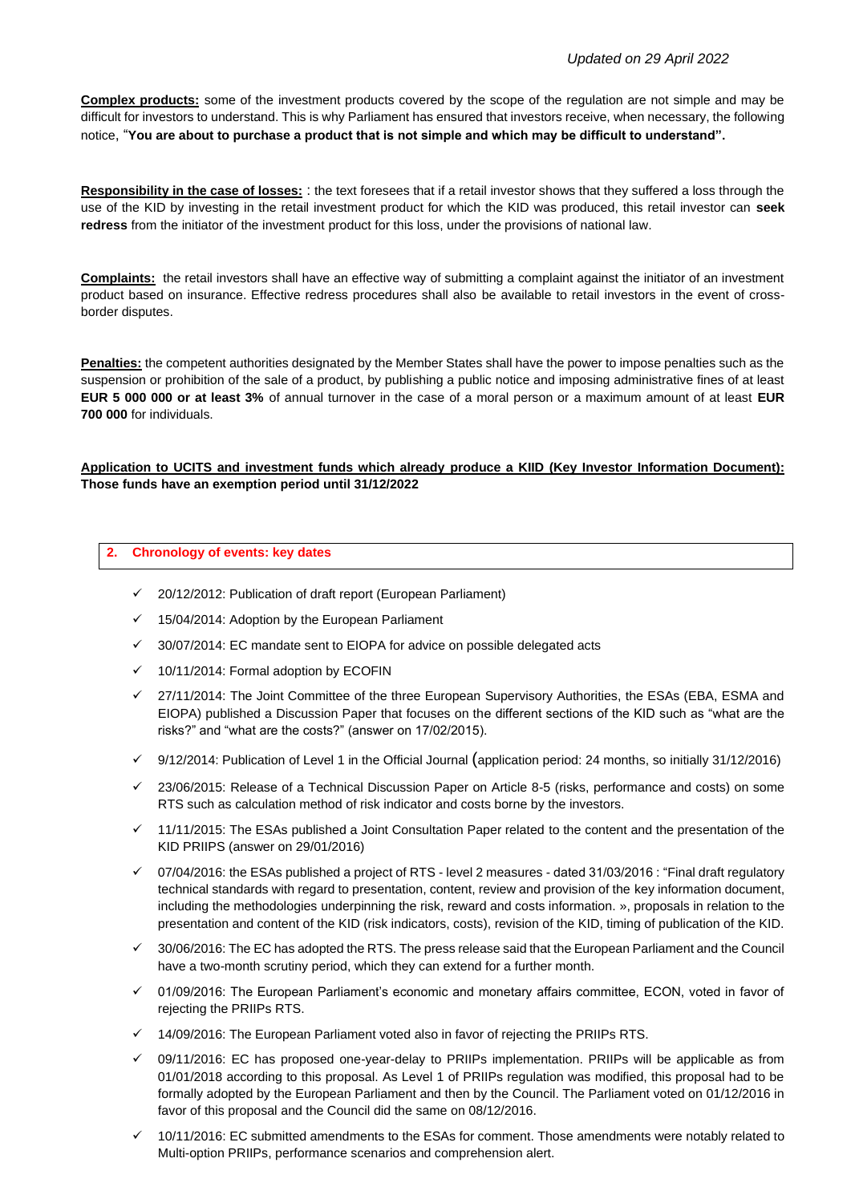*Updated on 29 April 2022*

**Complex products:** some of the investment products covered by the scope of the regulation are not simple and may be difficult for investors to understand. This is why Parliament has ensured that investors receive, when necessary, the following notice, "**You are about to purchase a product that is not simple and which may be difficult to understand".**

**Responsibility in the case of losses:** : the text foresees that if a retail investor shows that they suffered a loss through the use of the KID by investing in the retail investment product for which the KID was produced, this retail investor can **seek redress** from the initiator of the investment product for this loss, under the provisions of national law.

**Complaints:** the retail investors shall have an effective way of submitting a complaint against the initiator of an investment product based on insurance. Effective redress procedures shall also be available to retail investors in the event of cross-border disputes.

**Penalties:** the competent authorities designated by the Member States shall have the power to impose penalties such as the suspension or prohibition of the sale of a product, by publishing a public notice and imposing administrative fines of at least **EUR 5 000 000 or at least 3%** of annual turnover in the case of a moral person or a maximum amount of at least **EUR 700 000** for individuals.

**Application to UCITS and investment funds which already produce a KIID (Key Investor Information Document): Those funds have an exemption period until 31/12/2022**

## 2. Chronology of events: key dates

- 20/12/2012: Publication of draft report (European Parliament)
- 15/04/2014: Adoption by the European Parliament
- 30/07/2014: EC mandate sent to EIOPA for advice on possible delegated acts
- 10/11/2014: Formal adoption by ECOFIN
- 27/11/2014: The Joint Committee of the three European Supervisory Authorities, the ESAs (EBA, ESMA and EIOPA) published a Discussion Paper that focuses on the different sections of the KID such as "what are the risks?" and "what are the costs?" (answer on 17/02/2015).
- 9/12/2014: Publication of Level 1 in the Official Journal (application period: 24 months, so initially 31/12/2016)
- 23/06/2015: Release of a Technical Discussion Paper on Article 8-5 (risks, performance and costs) on some RTS such as calculation method of risk indicator and costs borne by the investors.
- 11/11/2015: The ESAs published a Joint Consultation Paper related to the content and the presentation of the KID PRIIPS (answer on 29/01/2016)
- 07/04/2016: the ESAs published a project of RTS - level 2 measures - dated 31/03/2016 : "Final draft regulatory technical standards with regard to presentation, content, review and provision of the key information document, including the methodologies underpinning the risk, reward and costs information. », proposals in relation to the presentation and content of the KID (risk indicators, costs), revision of the KID, timing of publication of the KID.
- 30/06/2016: The EC has adopted the RTS. The press release said that the European Parliament and the Council have a two-month scrutiny period, which they can extend for a further month.
- 01/09/2016: The European Parliament's economic and monetary affairs committee, ECON, voted in favor of rejecting the PRIIPs RTS.
- 14/09/2016: The European Parliament voted also in favor of rejecting the PRIIPs RTS.
- 09/11/2016: EC has proposed one-year-delay to PRIIPs implementation. PRIIPs will be applicable as from 01/01/2018 according to this proposal. As Level 1 of PRIIPs regulation was modified, this proposal had to be formally adopted by the European Parliament and then by the Council. The Parliament voted on 01/12/2016 in favor of this proposal and the Council did the same on 08/12/2016.
- 10/11/2016: EC submitted amendments to the ESAs for comment. Those amendments were notably related to Multi-option PRIIPs, performance scenarios and comprehension alert.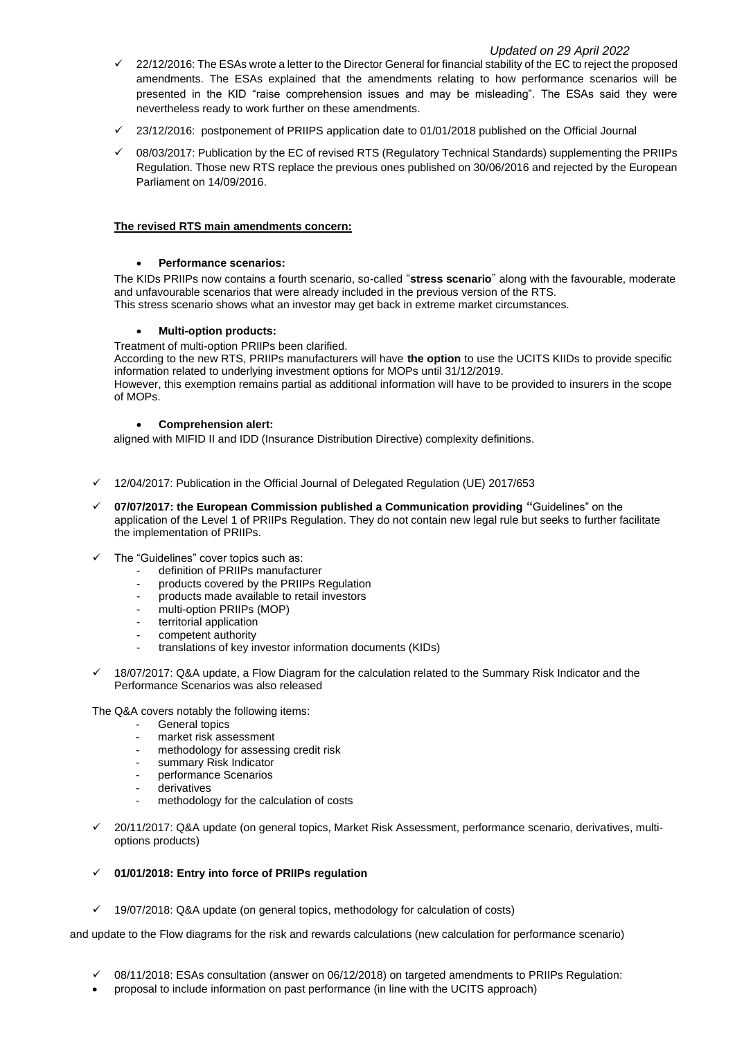- ✓ 22/12/2016: The ESAs wrote a letter to the Director General for financial stability of the EC to reject the proposed amendments. The ESAs explained that the amendments relating to how performance scenarios will be presented in the KID "raise comprehension issues and may be misleading". The ESAs said they were nevertheless ready to work further on these amendments.

- ✓ 23/12/2016: postponement of PRIIPS application date to 01/01/2018 published on the Official Journal

- ✓ 08/03/2017: Publication by the EC of revised RTS (Regulatory Technical Standards) supplementing the PRIIPs Regulation. Those new RTS replace the previous ones published on 30/06/2016 and rejected by the European Parliament on 14/09/2016.

**The revised RTS main amendments concern:**

- **Performance scenarios:**

The KIDs PRIIPs now contains a fourth scenario, so-called "**stress scenario**" along with the favourable, moderate and unfavourable scenarios that were already included in the previous version of the RTS.
This stress scenario shows what an investor may get back in extreme market circumstances.

- **Multi-option products:**

Treatment of multi-option PRIIPs been clarified.
According to the new RTS, PRIIPs manufacturers will have **the option** to use the UCITS KIIDs to provide specific information related to underlying investment options for MOPs until 31/12/2019.
However, this exemption remains partial as additional information will have to be provided to insurers in the scope of MOPs.

- **Comprehension alert:**

aligned with MIFID II and IDD (Insurance Distribution Directive) complexity definitions.

- ✓ 12/04/2017: Publication in the Official Journal of Delegated Regulation (UE) 2017/653

- ✓ **07/07/2017: the European Commission published a Communication providing "**Guidelines" on the application of the Level 1 of PRIIPs Regulation. They do not contain new legal rule but seeks to further facilitate the implementation of PRIIPs.

- ✓ The "Guidelines" cover topics such as:
  - definition of PRIIPs manufacturer
  - products covered by the PRIIPs Regulation
  - products made available to retail investors
  - multi-option PRIIPs (MOP)
  - territorial application
  - competent authority
  - translations of key investor information documents (KIDs)

- ✓ 18/07/2017: Q&A update, a Flow Diagram for the calculation related to the Summary Risk Indicator and the Performance Scenarios was also released

The Q&A covers notably the following items:

- General topics
- market risk assessment
- methodology for assessing credit risk
- summary Risk Indicator
- performance Scenarios
- derivatives
- methodology for the calculation of costs

- ✓ 20/11/2017: Q&A update (on general topics, Market Risk Assessment, performance scenario, derivatives, multi-options products)

- ✓ **01/01/2018: Entry into force of PRIIPs regulation**

- ✓ 19/07/2018: Q&A update (on general topics, methodology for calculation of costs)

and update to the Flow diagrams for the risk and rewards calculations (new calculation for performance scenario)

- ✓ 08/11/2018: ESAs consultation (answer on 06/12/2018) on targeted amendments to PRIIPs Regulation:
- proposal to include information on past performance (in line with the UCITS approach)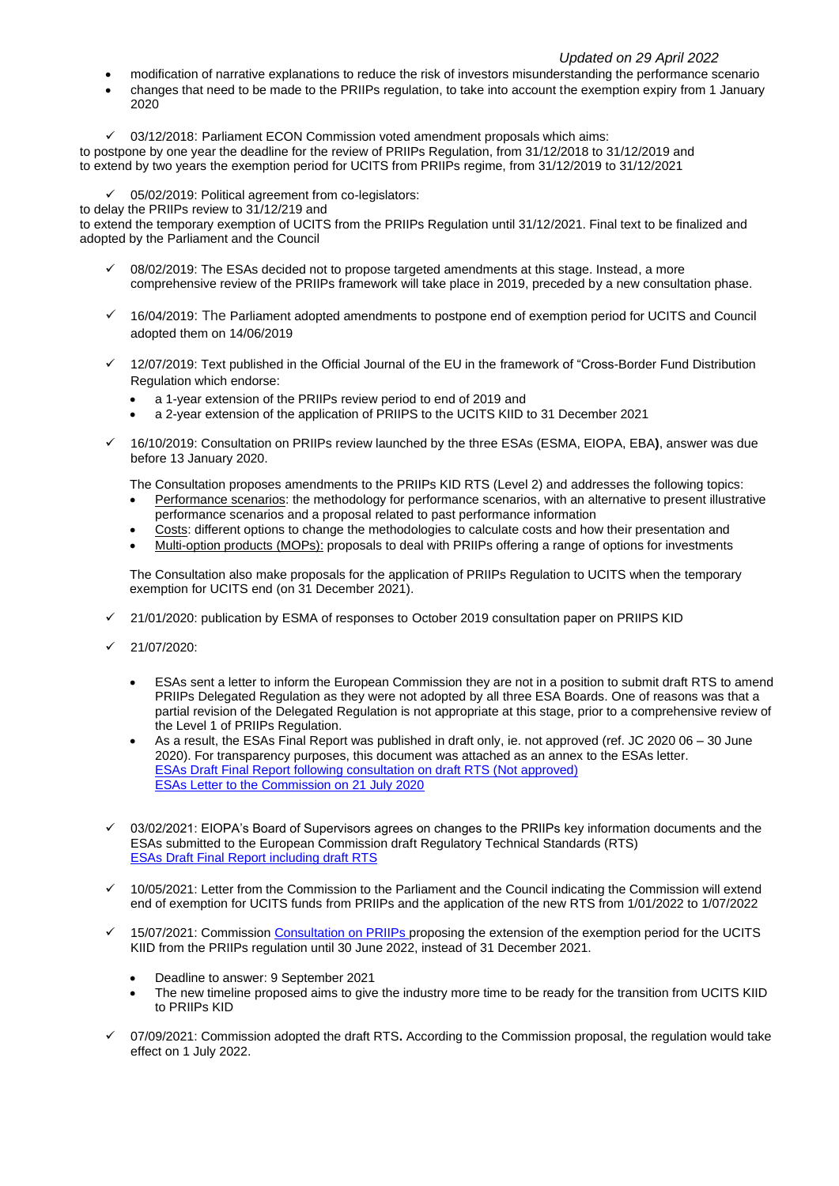*Updated on 29 April 2022*

- modification of narrative explanations to reduce the risk of investors misunderstanding the performance scenario
- changes that need to be made to the PRIIPs regulation, to take into account the exemption expiry from 1 January 2020

✓ 03/12/2018: Parliament ECON Commission voted amendment proposals which aims:

to postpone by one year the deadline for the review of PRIIPs Regulation, from 31/12/2018 to 31/12/2019 and
to extend by two years the exemption period for UCITS from PRIIPs regime, from 31/12/2019 to 31/12/2021

✓ 05/02/2019: Political agreement from co-legislators:

to delay the PRIIPs review to 31/12/219 and
to extend the temporary exemption of UCITS from the PRIIPs Regulation until 31/12/2021. Final text to be finalized and adopted by the Parliament and the Council

✓ 08/02/2019: The ESAs decided not to propose targeted amendments at this stage. Instead, a more comprehensive review of the PRIIPs framework will take place in 2019, preceded by a new consultation phase.

✓ 16/04/2019: The Parliament adopted amendments to postpone end of exemption period for UCITS and Council adopted them on 14/06/2019

✓ 12/07/2019: Text published in the Official Journal of the EU in the framework of "Cross-Border Fund Distribution Regulation which endorse:

- a 1-year extension of the PRIIPs review period to end of 2019 and
- a 2-year extension of the application of PRIIPS to the UCITS KIID to 31 December 2021

✓ 16/10/2019: Consultation on PRIIPs review launched by the three ESAs (ESMA, EIOPA, EBA**)**, answer was due before 13 January 2020.

The Consultation proposes amendments to the PRIIPs KID RTS (Level 2) and addresses the following topics:

- Performance scenarios: the methodology for performance scenarios, with an alternative to present illustrative performance scenarios and a proposal related to past performance information
- Costs: different options to change the methodologies to calculate costs and how their presentation and
- Multi-option products (MOPs): proposals to deal with PRIIPs offering a range of options for investments

The Consultation also make proposals for the application of PRIIPs Regulation to UCITS when the temporary exemption for UCITS end (on 31 December 2021).

✓ 21/01/2020: publication by ESMA of responses to October 2019 consultation paper on PRIIPS KID

✓ 21/07/2020:

- ESAs sent a letter to inform the European Commission they are not in a position to submit draft RTS to amend PRIIPs Delegated Regulation as they were not adopted by all three ESA Boards. One of reasons was that a partial revision of the Delegated Regulation is not appropriate at this stage, prior to a comprehensive review of the Level 1 of PRIIPs Regulation.
- As a result, the ESAs Final Report was published in draft only, ie. not approved (ref. JC 2020 06 – 30 June 2020). For transparency purposes, this document was attached as an annex to the ESAs letter.
  ESAs Draft Final Report following consultation on draft RTS (Not approved)
  ESAs Letter to the Commission on 21 July 2020

✓ 03/02/2021: EIOPA's Board of Supervisors agrees on changes to the PRIIPs key information documents and the ESAs submitted to the European Commission draft Regulatory Technical Standards (RTS)
ESAs Draft Final Report including draft RTS

✓ 10/05/2021: Letter from the Commission to the Parliament and the Council indicating the Commission will extend end of exemption for UCITS funds from PRIIPs and the application of the new RTS from 1/01/2022 to 1/07/2022

✓ 15/07/2021: Commission Consultation on PRIIPs proposing the extension of the exemption period for the UCITS KIID from the PRIIPs regulation until 30 June 2022, instead of 31 December 2021.

- Deadline to answer: 9 September 2021
- The new timeline proposed aims to give the industry more time to be ready for the transition from UCITS KIID to PRIIPs KID

✓ 07/09/2021: Commission adopted the draft RTS**.** According to the Commission proposal, the regulation would take effect on 1 July 2022.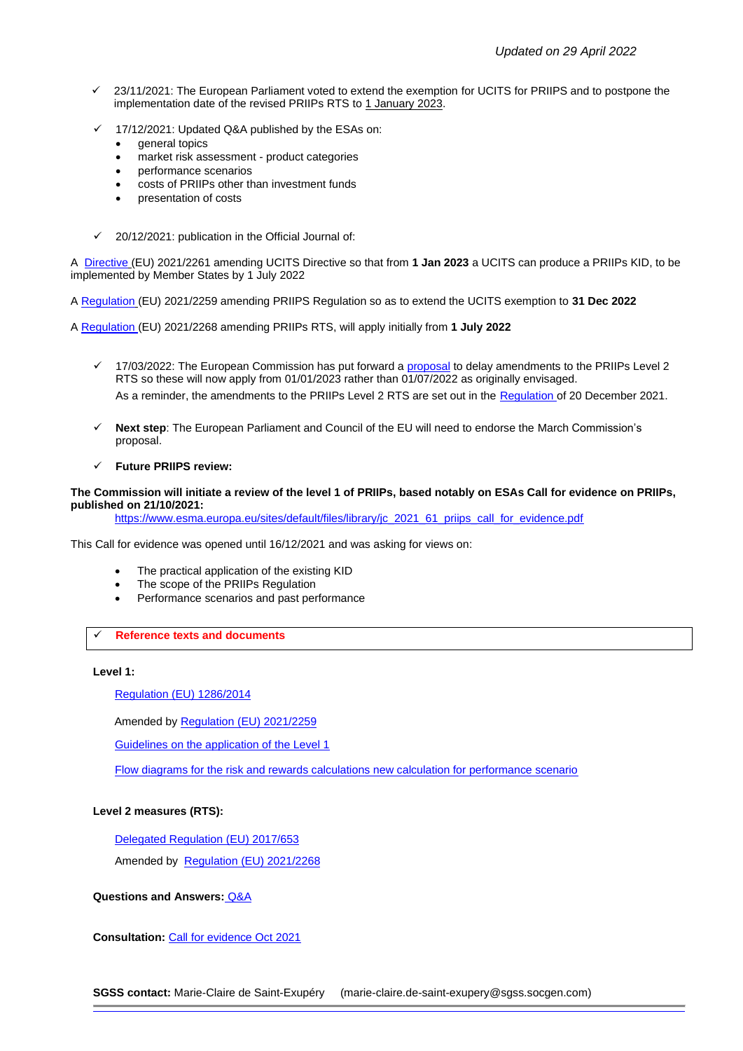*Updated on 29 April 2022*

- ✓ 23/11/2021: The European Parliament voted to extend the exemption for UCITS for PRIIPS and to postpone the implementation date of the revised PRIIPs RTS to 1 January 2023.

- ✓ 17/12/2021: Updated Q&A published by the ESAs on:
  - general topics
  - market risk assessment - product categories
  - performance scenarios
  - costs of PRIIPs other than investment funds
  - presentation of costs

- ✓ 20/12/2021: publication in the Official Journal of:

A Directive (EU) 2021/2261 amending UCITS Directive so that from **1 Jan 2023** a UCITS can produce a PRIIPs KID, to be implemented by Member States by 1 July 2022

A Regulation (EU) 2021/2259 amending PRIIPS Regulation so as to extend the UCITS exemption to **31 Dec 2022**

A Regulation (EU) 2021/2268 amending PRIIPs RTS, will apply initially from **1 July 2022**

- ✓ 17/03/2022: The European Commission has put forward a proposal to delay amendments to the PRIIPs Level 2 RTS so these will now apply from 01/01/2023 rather than 01/07/2022 as originally envisaged.
  As a reminder, the amendments to the PRIIPs Level 2 RTS are set out in the Regulation of 20 December 2021.

- ✓ **Next step**: The European Parliament and Council of the EU will need to endorse the March Commission's proposal.

- ✓ **Future PRIIPS review:**

**The Commission will initiate a review of the level 1 of PRIIPs, based notably on ESAs Call for evidence on PRIIPs, published on 21/10/2021:**
https://www.esma.europa.eu/sites/default/files/library/jc_2021_61_priips_call_for_evidence.pdf

This Call for evidence was opened until 16/12/2021 and was asking for views on:

- The practical application of the existing KID
- The scope of the PRIIPs Regulation
- Performance scenarios and past performance

- ✓ **Reference texts and documents**

**Level 1:**

Regulation (EU) 1286/2014

Amended by Regulation (EU) 2021/2259

Guidelines on the application of the Level 1

Flow diagrams for the risk and rewards calculations new calculation for performance scenario

**Level 2 measures (RTS):**

Delegated Regulation (EU) 2017/653

Amended by Regulation (EU) 2021/2268

**Questions and Answers:** Q&A

**Consultation:** Call for evidence Oct 2021

**SGSS contact:** Marie-Claire de Saint-Exupéry (marie-claire.de-saint-exupery@sgss.socgen.com)